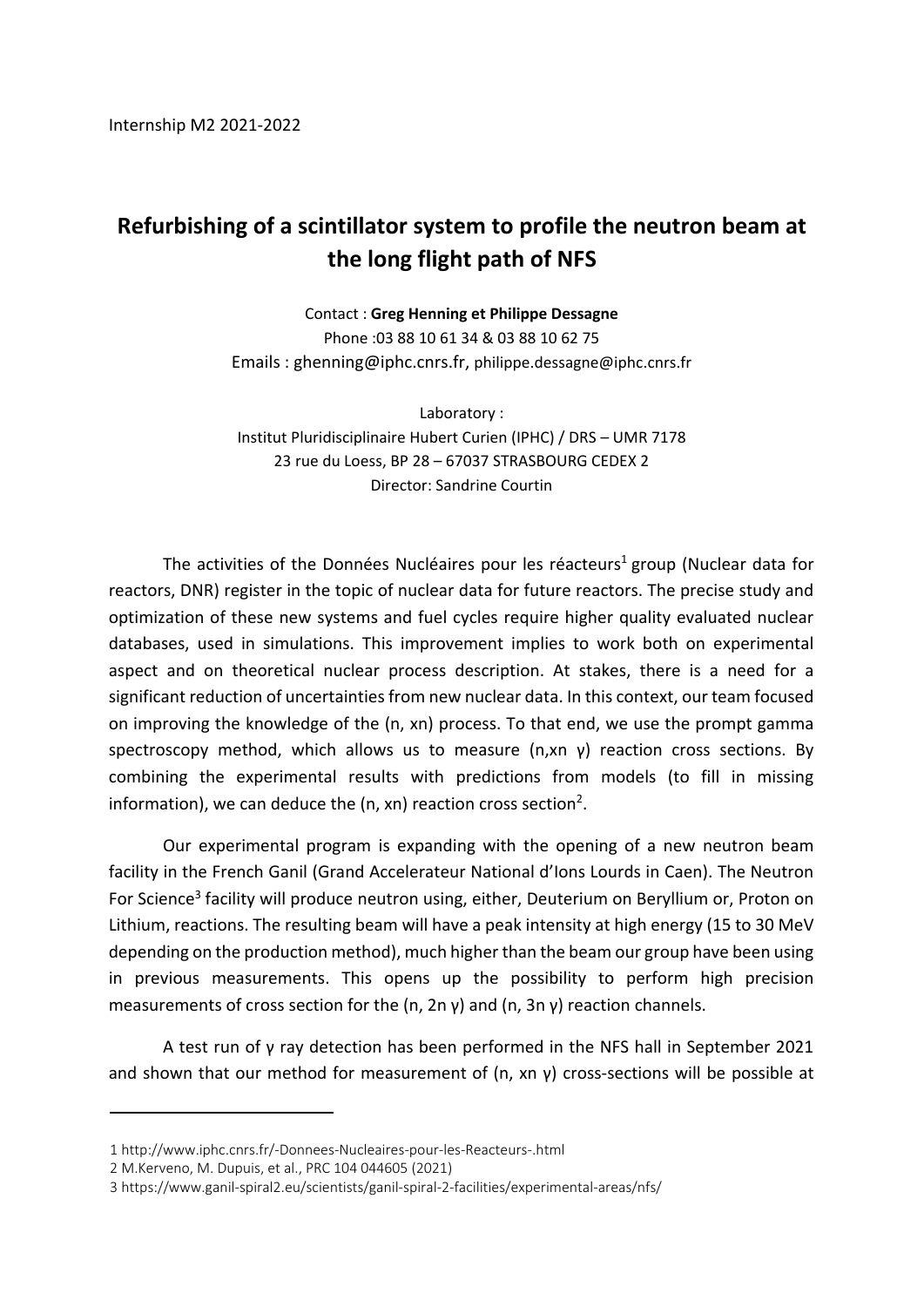Internship M2 2021-2022

# Refurbishing of a scintillator system to profile the neutron beam at the long flight path of NFS

Contact : **Greg Henning et Philippe Dessagne**
Phone :03 88 10 61 34 & 03 88 10 62 75
Emails : ghenning@iphc.cnrs.fr, philippe.dessagne@iphc.cnrs.fr

Laboratory :
Institut Pluridisciplinaire Hubert Curien (IPHC) / DRS – UMR 7178
23 rue du Loess, BP 28 – 67037 STRASBOURG CEDEX 2
Director: Sandrine Courtin

The activities of the Données Nucléaires pour les réacteurs[1] group (Nuclear data for reactors, DNR) register in the topic of nuclear data for future reactors. The precise study and optimization of these new systems and fuel cycles require higher quality evaluated nuclear databases, used in simulations. This improvement implies to work both on experimental aspect and on theoretical nuclear process description. At stakes, there is a need for a significant reduction of uncertainties from new nuclear data. In this context, our team focused on improving the knowledge of the (n, xn) process. To that end, we use the prompt gamma spectroscopy method, which allows us to measure (n,xn γ) reaction cross sections. By combining the experimental results with predictions from models (to fill in missing information), we can deduce the (n, xn) reaction cross section[2].

Our experimental program is expanding with the opening of a new neutron beam facility in the French Ganil (Grand Accelerateur National d'Ions Lourds in Caen). The Neutron For Science[3] facility will produce neutron using, either, Deuterium on Beryllium or, Proton on Lithium, reactions. The resulting beam will have a peak intensity at high energy (15 to 30 MeV depending on the production method), much higher than the beam our group have been using in previous measurements. This opens up the possibility to perform high precision measurements of cross section for the (n, 2n γ) and (n, 3n γ) reaction channels.

A test run of γ ray detection has been performed in the NFS hall in September 2021 and shown that our method for measurement of (n, xn γ) cross-sections will be possible at

---

1 http://www.iphc.cnrs.fr/-Donnees-Nucleaires-pour-les-Reacteurs-.html
2 M.Kerveno, M. Dupuis, et al., PRC 104 044605 (2021)
3 https://www.ganil-spiral2.eu/scientists/ganil-spiral-2-facilities/experimental-areas/nfs/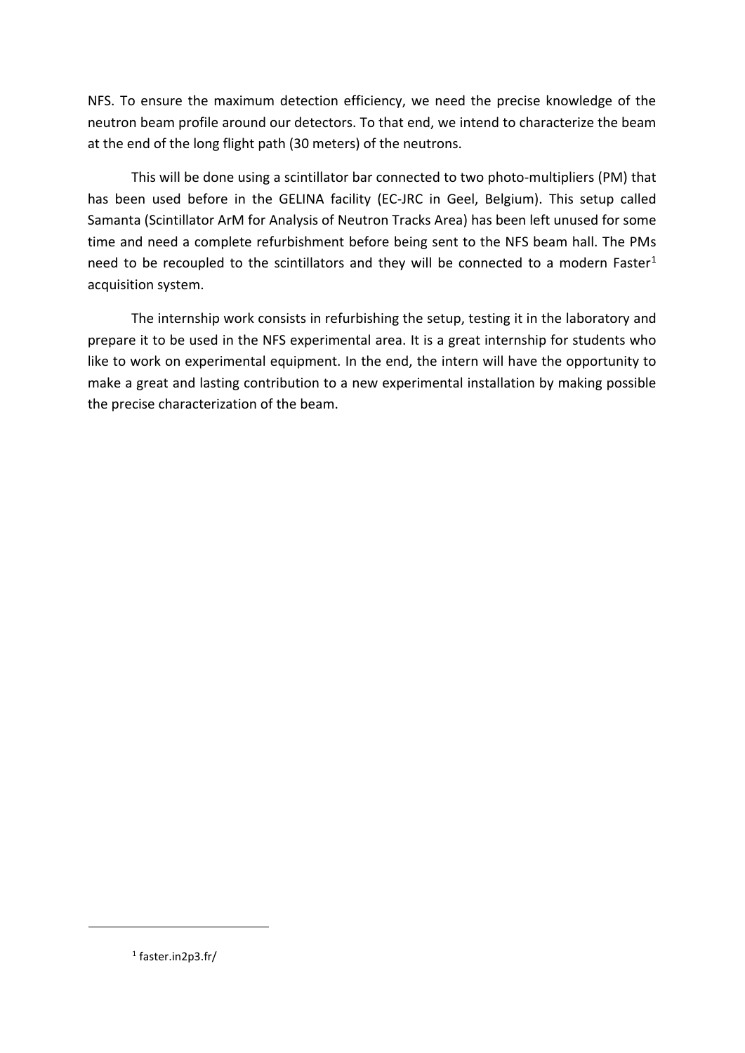NFS. To ensure the maximum detection efficiency, we need the precise knowledge of the neutron beam profile around our detectors. To that end, we intend to characterize the beam at the end of the long flight path (30 meters) of the neutrons.

This will be done using a scintillator bar connected to two photo-multipliers (PM) that has been used before in the GELINA facility (EC-JRC in Geel, Belgium). This setup called Samanta (Scintillator ArM for Analysis of Neutron Tracks Area) has been left unused for some time and need a complete refurbishment before being sent to the NFS beam hall. The PMs need to be recoupled to the scintillators and they will be connected to a modern Faster[1] acquisition system.

The internship work consists in refurbishing the setup, testing it in the laboratory and prepare it to be used in the NFS experimental area. It is a great internship for students who like to work on experimental equipment. In the end, the intern will have the opportunity to make a great and lasting contribution to a new experimental installation by making possible the precise characterization of the beam.

[1] faster.in2p3.fr/